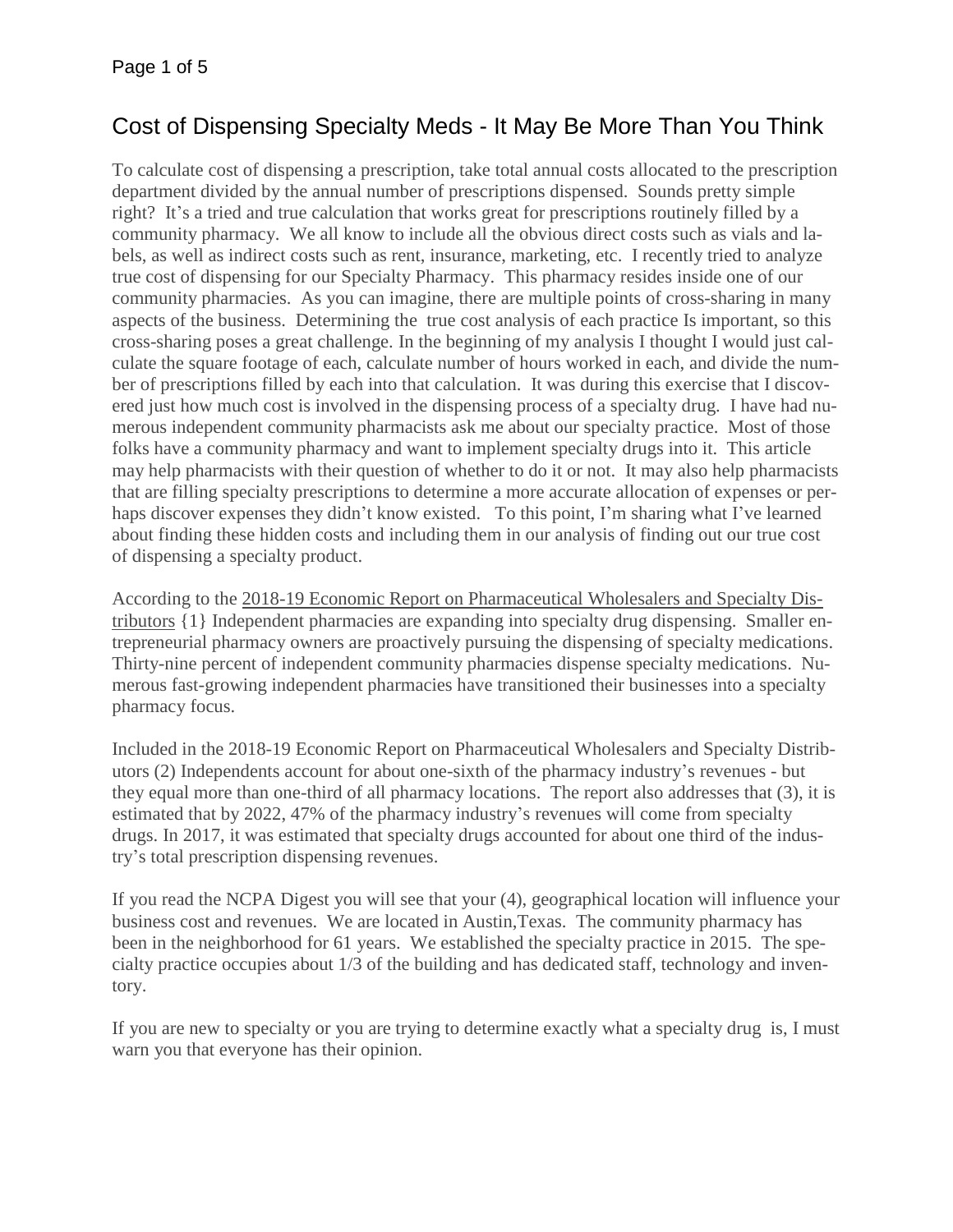# Cost of Dispensing Specialty Meds - It May Be More Than You Think

To calculate cost of dispensing a prescription, take total annual costs allocated to the prescription department divided by the annual number of prescriptions dispensed. Sounds pretty simple right? It's a tried and true calculation that works great for prescriptions routinely filled by a community pharmacy. We all know to include all the obvious direct costs such as vials and labels, as well as indirect costs such as rent, insurance, marketing, etc. I recently tried to analyze true cost of dispensing for our Specialty Pharmacy. This pharmacy resides inside one of our community pharmacies. As you can imagine, there are multiple points of cross-sharing in many aspects of the business. Determining the true cost analysis of each practice Is important, so this cross-sharing poses a great challenge. In the beginning of my analysis I thought I would just calculate the square footage of each, calculate number of hours worked in each, and divide the number of prescriptions filled by each into that calculation. It was during this exercise that I discovered just how much cost is involved in the dispensing process of a specialty drug. I have had numerous independent community pharmacists ask me about our specialty practice. Most of those folks have a community pharmacy and want to implement specialty drugs into it. This article may help pharmacists with their question of whether to do it or not. It may also help pharmacists that are filling specialty prescriptions to determine a more accurate allocation of expenses or perhaps discover expenses they didn't know existed. To this point, I'm sharing what I've learned about finding these hidden costs and including them in our analysis of finding out our true cost of dispensing a specialty product.

According to the 2018-19 Economic Report on Pharmaceutical Wholesalers and Specialty Distributors {1} Independent pharmacies are expanding into specialty drug dispensing. Smaller entrepreneurial pharmacy owners are proactively pursuing the dispensing of specialty medications. Thirty-nine percent of independent community pharmacies dispense specialty medications. Numerous fast-growing independent pharmacies have transitioned their businesses into a specialty pharmacy focus.

Included in the 2018-19 Economic Report on Pharmaceutical Wholesalers and Specialty Distributors (2) Independents account for about one-sixth of the pharmacy industry's revenues - but they equal more than one-third of all pharmacy locations. The report also addresses that (3), it is estimated that by 2022, 47% of the pharmacy industry's revenues will come from specialty drugs. In 2017, it was estimated that specialty drugs accounted for about one third of the industry's total prescription dispensing revenues.

If you read the NCPA Digest you will see that your (4), geographical location will influence your business cost and revenues. We are located in Austin,Texas. The community pharmacy has been in the neighborhood for 61 years. We established the specialty practice in 2015. The specialty practice occupies about 1/3 of the building and has dedicated staff, technology and inventory.

If you are new to specialty or you are trying to determine exactly what a specialty drug is, I must warn you that everyone has their opinion.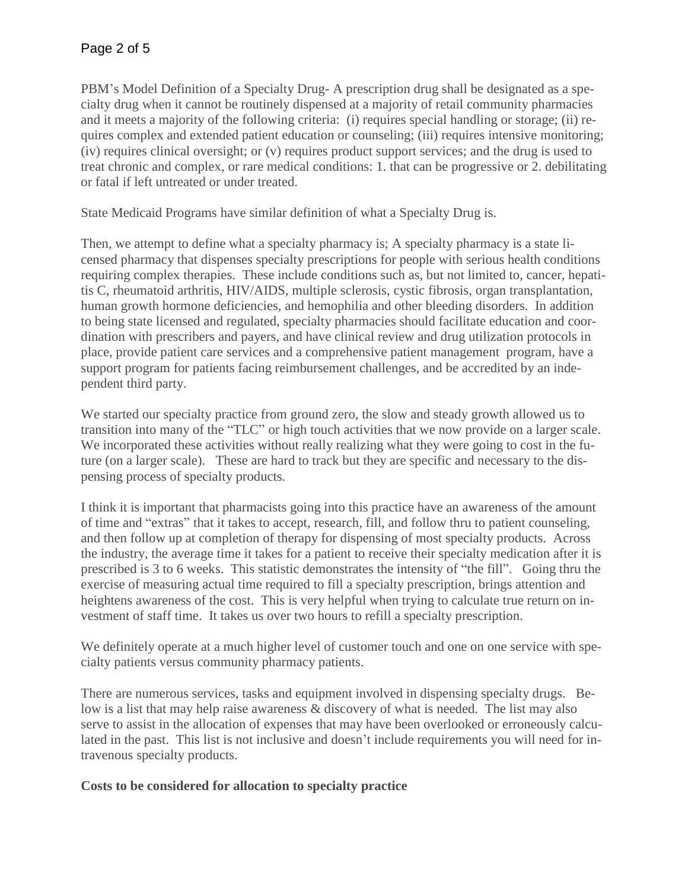PBM's Model Definition of a Specialty Drug- A prescription drug shall be designated as a specialty drug when it cannot be routinely dispensed at a majority of retail community pharmacies and it meets a majority of the following criteria: (i) requires special handling or storage; (ii) requires complex and extended patient education or counseling; (iii) requires intensive monitoring; (iv) requires clinical oversight; or (v) requires product support services; and the drug is used to treat chronic and complex, or rare medical conditions: 1. that can be progressive or 2. debilitating or fatal if left untreated or under treated.

State Medicaid Programs have similar definition of what a Specialty Drug is.

Then, we attempt to define what a specialty pharmacy is; A specialty pharmacy is a state licensed pharmacy that dispenses specialty prescriptions for people with serious health conditions requiring complex therapies. These include conditions such as, but not limited to, cancer, hepatitis C, rheumatoid arthritis, HIV/AIDS, multiple sclerosis, cystic fibrosis, organ transplantation, human growth hormone deficiencies, and hemophilia and other bleeding disorders. In addition to being state licensed and regulated, specialty pharmacies should facilitate education and coordination with prescribers and payers, and have clinical review and drug utilization protocols in place, provide patient care services and a comprehensive patient management program, have a support program for patients facing reimbursement challenges, and be accredited by an independent third party.

We started our specialty practice from ground zero, the slow and steady growth allowed us to transition into many of the "TLC" or high touch activities that we now provide on a larger scale. We incorporated these activities without really realizing what they were going to cost in the future (on a larger scale). These are hard to track but they are specific and necessary to the dispensing process of specialty products.

I think it is important that pharmacists going into this practice have an awareness of the amount of time and "extras" that it takes to accept, research, fill, and follow thru to patient counseling, and then follow up at completion of therapy for dispensing of most specialty products. Across the industry, the average time it takes for a patient to receive their specialty medication after it is prescribed is 3 to 6 weeks. This statistic demonstrates the intensity of "the fill". Going thru the exercise of measuring actual time required to fill a specialty prescription, brings attention and heightens awareness of the cost. This is very helpful when trying to calculate true return on investment of staff time. It takes us over two hours to refill a specialty prescription.

We definitely operate at a much higher level of customer touch and one on one service with specialty patients versus community pharmacy patients.

There are numerous services, tasks and equipment involved in dispensing specialty drugs. Below is a list that may help raise awareness & discovery of what is needed. The list may also serve to assist in the allocation of expenses that may have been overlooked or erroneously calculated in the past. This list is not inclusive and doesn't include requirements you will need for intravenous specialty products.

**Costs to be considered for allocation to specialty practice**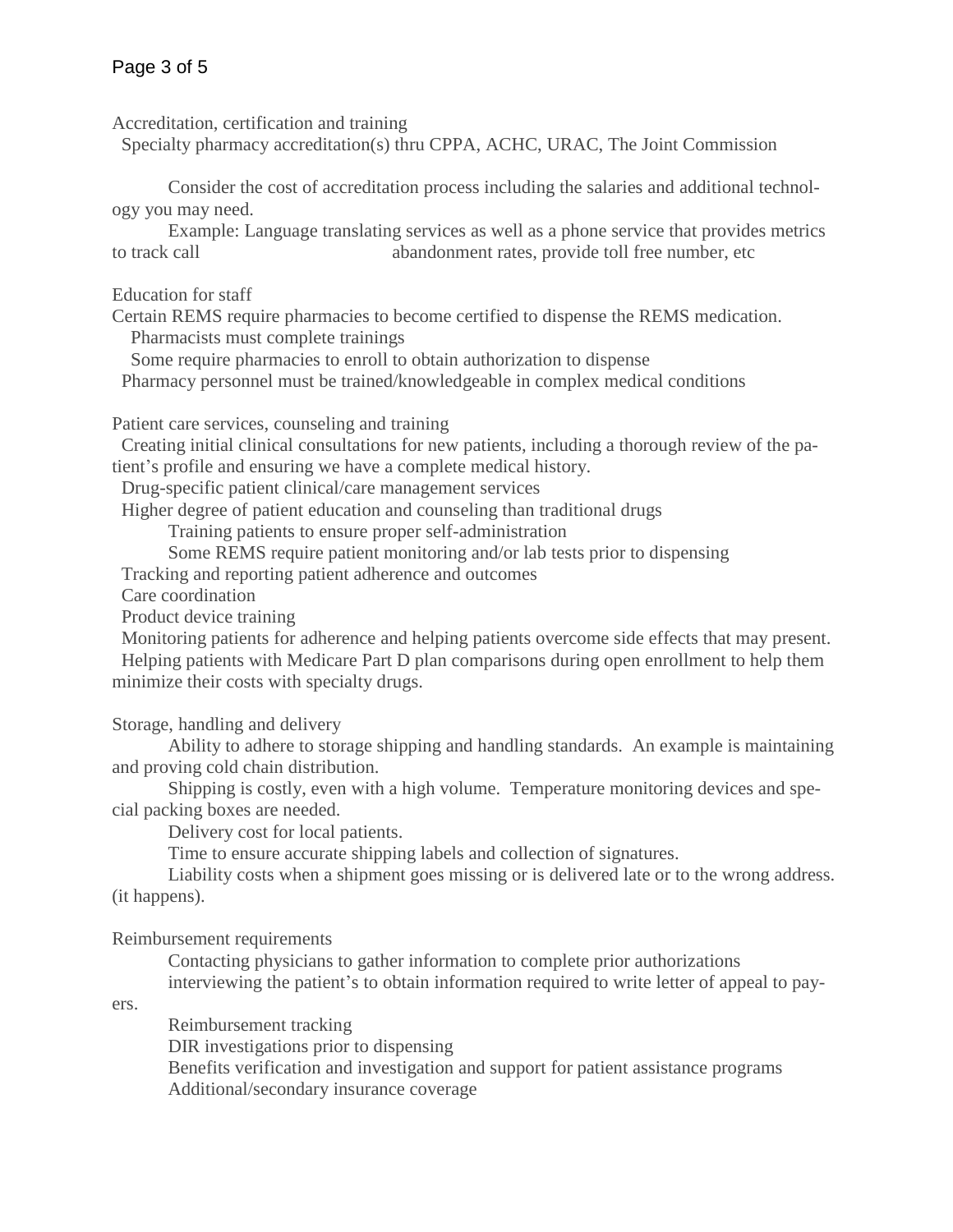Accreditation, certification and training

- Specialty pharmacy accreditation(s) thru CPPA, ACHC, URAC, The Joint Commission

    Consider the cost of accreditation process including the salaries and additional technology you may need.

    Example: Language translating services as well as a phone service that provides metrics to track call abandonment rates, provide toll free number, etc

Education for staff

Certain REMS require pharmacies to become certified to dispense the REMS medication.

- Pharmacists must complete trainings
- Some require pharmacies to enroll to obtain authorization to dispense
- Pharmacy personnel must be trained/knowledgeable in complex medical conditions

Patient care services, counseling and training

- Creating initial clinical consultations for new patients, including a thorough review of the patient's profile and ensuring we have a complete medical history.
- Drug-specific patient clinical/care management services
- Higher degree of patient education and counseling than traditional drugs
    - Training patients to ensure proper self-administration
    - Some REMS require patient monitoring and/or lab tests prior to dispensing
- Tracking and reporting patient adherence and outcomes
- Care coordination
- Product device training
- Monitoring patients for adherence and helping patients overcome side effects that may present.
- Helping patients with Medicare Part D plan comparisons during open enrollment to help them minimize their costs with specialty drugs.

Storage, handling and delivery

- Ability to adhere to storage shipping and handling standards. An example is maintaining and proving cold chain distribution.
- Shipping is costly, even with a high volume. Temperature monitoring devices and special packing boxes are needed.
- Delivery cost for local patients.
- Time to ensure accurate shipping labels and collection of signatures.
- Liability costs when a shipment goes missing or is delivered late or to the wrong address. (it happens).

Reimbursement requirements

- Contacting physicians to gather information to complete prior authorizations
- interviewing the patient's to obtain information required to write letter of appeal to payers.
- Reimbursement tracking
- DIR investigations prior to dispensing
- Benefits verification and investigation and support for patient assistance programs
- Additional/secondary insurance coverage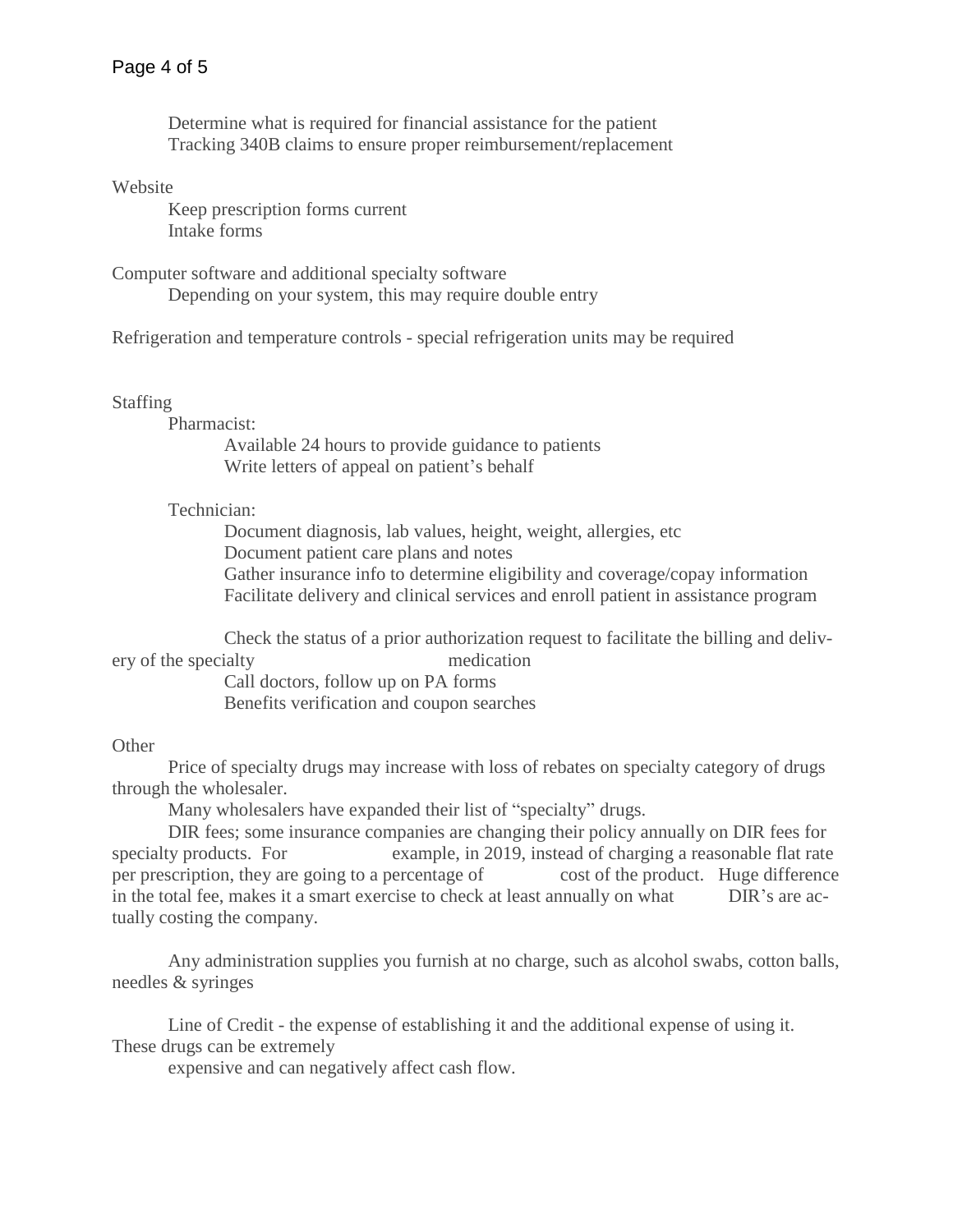- Determine what is required for financial assistance for the patient
- Tracking 340B claims to ensure proper reimbursement/replacement

Website

- Keep prescription forms current
- Intake forms

Computer software and additional specialty software

- Depending on your system, this may require double entry

Refrigeration and temperature controls - special refrigeration units may be required

Staffing

- Pharmacist:
  - Available 24 hours to provide guidance to patients
  - Write letters of appeal on patient's behalf
- Technician:
  - Document diagnosis, lab values, height, weight, allergies, etc
  - Document patient care plans and notes
  - Gather insurance info to determine eligibility and coverage/copay information
  - Facilitate delivery and clinical services and enroll patient in assistance program
  - Check the status of a prior authorization request to facilitate the billing and delivery of the specialty medication
  - Call doctors, follow up on PA forms
  - Benefits verification and coupon searches

Other

Price of specialty drugs may increase with loss of rebates on specialty category of drugs through the wholesaler.

Many wholesalers have expanded their list of "specialty" drugs.

DIR fees; some insurance companies are changing their policy annually on DIR fees for specialty products. For example, in 2019, instead of charging a reasonable flat rate per prescription, they are going to a percentage of cost of the product. Huge difference in the total fee, makes it a smart exercise to check at least annually on what DIR's are actually costing the company.

Any administration supplies you furnish at no charge, such as alcohol swabs, cotton balls, needles & syringes

Line of Credit - the expense of establishing it and the additional expense of using it. These drugs can be extremely expensive and can negatively affect cash flow.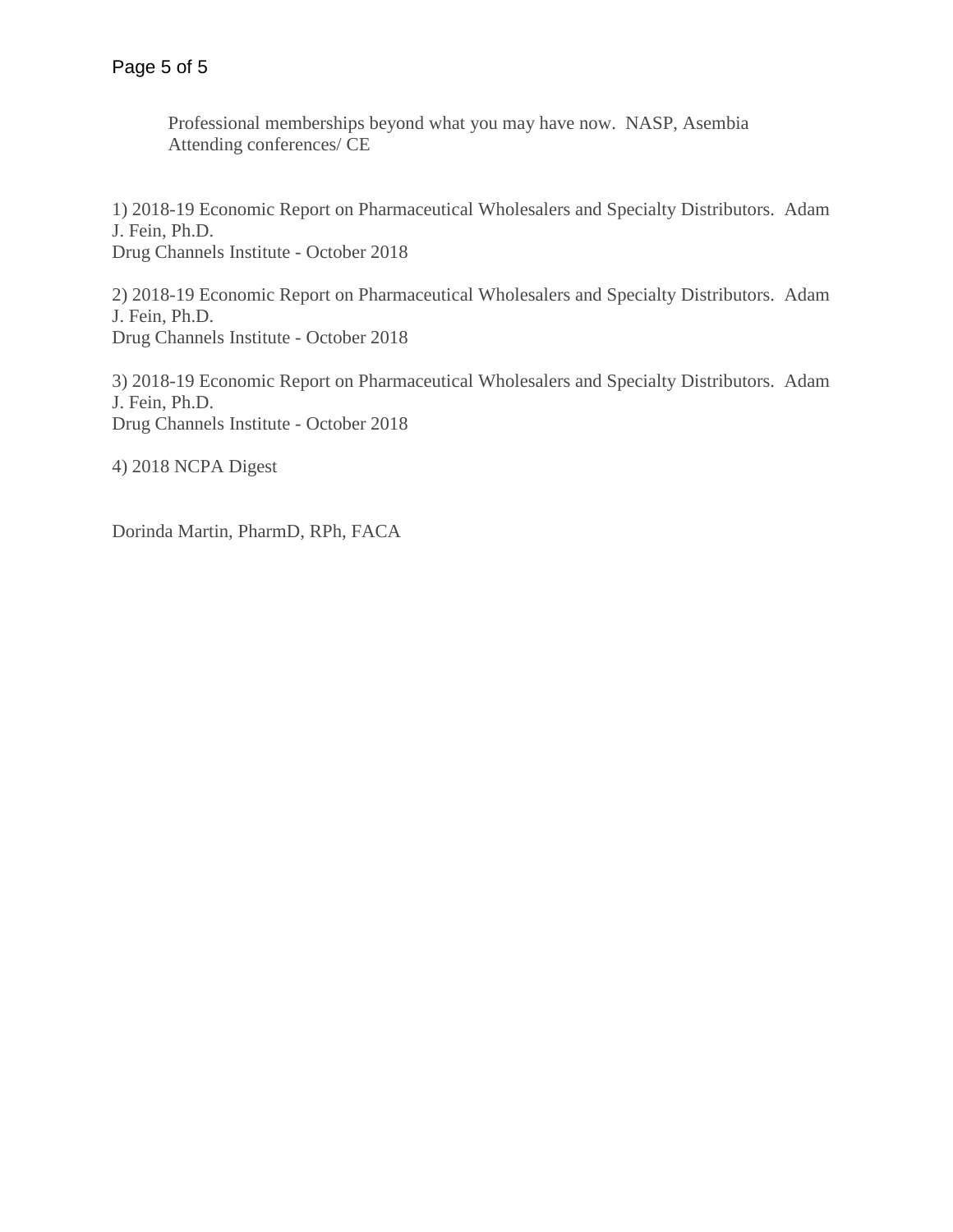Professional memberships beyond what you may have now.  NASP, Asembia
Attending conferences/ CE

1) 2018-19 Economic Report on Pharmaceutical Wholesalers and Specialty Distributors.  Adam J. Fein, Ph.D.
Drug Channels Institute - October 2018

2) 2018-19 Economic Report on Pharmaceutical Wholesalers and Specialty Distributors.  Adam J. Fein, Ph.D.
Drug Channels Institute - October 2018

3) 2018-19 Economic Report on Pharmaceutical Wholesalers and Specialty Distributors.  Adam J. Fein, Ph.D.
Drug Channels Institute - October 2018

4) 2018 NCPA Digest

Dorinda Martin, PharmD, RPh, FACA